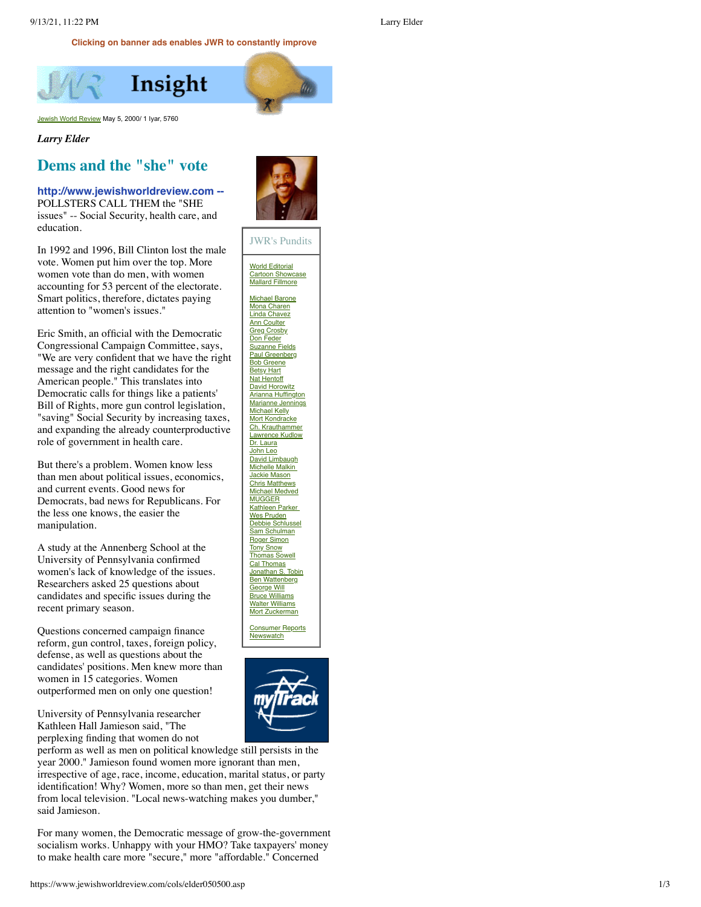Clicking on banner ads enables JWR to constantly improve

# Insight

Jewish World Review May 5, 2000/ 1 Iyar, 5760

*Larry Elder*

## Dems and the "she" vote

**http://www.jewishworldreview.com --** POLLSTERS CALL THEM the "SHE issues" -- Social Security, health care, and education.

In 1992 and 1996, Bill Clinton lost the male vote. Women put him over the top. More women vote than do men, with women accounting for 53 percent of the electorate. Smart politics, therefore, dictates paying attention to "women's issues."

Eric Smith, an official with the Democratic Congressional Campaign Committee, says, "We are very confident that we have the right message and the right candidates for the American people." This translates into Democratic calls for things like a patients' Bill of Rights, more gun control legislation, "saving" Social Security by increasing taxes, and expanding the already counterproductive role of government in health care.

But there's a problem. Women know less than men about political issues, economics, and current events. Good news for Democrats, bad news for Republicans. For the less one knows, the easier the manipulation.

A study at the Annenberg School at the University of Pennsylvania confirmed women's lack of knowledge of the issues. Researchers asked 25 questions about candidates and specific issues during the recent primary season.

Questions concerned campaign finance reform, gun control, taxes, foreign policy, defense, as well as questions about the candidates' positions. Men knew more than women in 15 categories. Women outperformed men on only one question!

University of Pennsylvania researcher Kathleen Hall Jamieson said, "The perplexing finding that women do not perform as well as men on political knowledge still persists in the year 2000." Jamieson found women more ignorant than men, irrespective of age, race, income, education, marital status, or party identification! Why? Women, more so than men, get their news from local television. "Local news-watching makes you dumber," said Jamieson.

For many women, the Democratic message of grow-the-government socialism works. Unhappy with your HMO? Take taxpayers' money to make health care more "secure," more "affordable." Concerned

JWR's Pundits

- World Editorial
- Cartoon Showcase
- Mallard Fillmore

- Michael Barone
- Mona Charen
- Linda Chavez
- Ann Coulter
- Greg Crosby
- Don Feder
- Suzanne Fields
- Paul Greenberg
- Bob Greene
- Betsy Hart
- Nat Hentoff
- David Horowitz
- Arianna Huffington
- Marianne Jennings
- Michael Kelly
- Mort Kondracke
- Ch. Krauthammer
- Lawrence Kudlow
- Dr. Laura
- John Leo
- David Limbaugh
- Michelle Malkin
- Jackie Mason
- Chris Matthews
- Michael Medved
- MUGGER
- Kathleen Parker
- Wes Pruden
- Debbie Schlussel
- Sam Schulman
- Roger Simon
- Tony Snow
- Thomas Sowell
- Cal Thomas
- Jonathan S. Tobin
- Ben Wattenberg
- George Will
- Bruce Williams
- Walter Williams
- Mort Zuckerman

- Consumer Reports
- Newswatch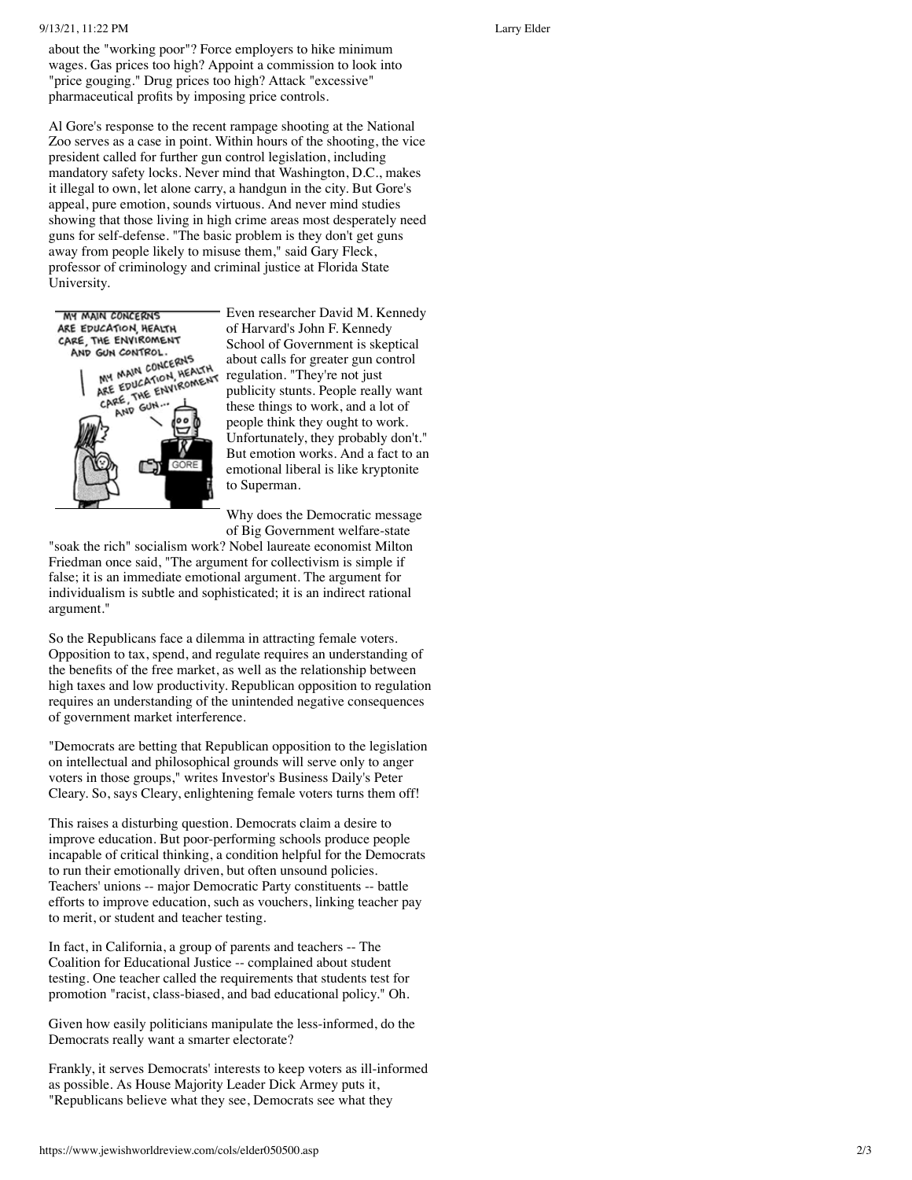about the "working poor"? Force employers to hike minimum wages. Gas prices too high? Appoint a commission to look into "price gouging." Drug prices too high? Attack "excessive" pharmaceutical profits by imposing price controls.

Al Gore's response to the recent rampage shooting at the National Zoo serves as a case in point. Within hours of the shooting, the vice president called for further gun control legislation, including mandatory safety locks. Never mind that Washington, D.C., makes it illegal to own, let alone carry, a handgun in the city. But Gore's appeal, pure emotion, sounds virtuous. And never mind studies showing that those living in high crime areas most desperately need guns for self-defense. "The basic problem is they don't get guns away from people likely to misuse them," said Gary Fleck, professor of criminology and criminal justice at Florida State University.

Even researcher David M. Kennedy of Harvard's John F. Kennedy School of Government is skeptical about calls for greater gun control regulation. "They're not just publicity stunts. People really want these things to work, and a lot of people think they ought to work. Unfortunately, they probably don't." But emotion works. And a fact to an emotional liberal is like kryptonite to Superman.

Why does the Democratic message of Big Government welfare-state "soak the rich" socialism work? Nobel laureate economist Milton Friedman once said, "The argument for collectivism is simple if false; it is an immediate emotional argument. The argument for individualism is subtle and sophisticated; it is an indirect rational argument."

So the Republicans face a dilemma in attracting female voters. Opposition to tax, spend, and regulate requires an understanding of the benefits of the free market, as well as the relationship between high taxes and low productivity. Republican opposition to regulation requires an understanding of the unintended negative consequences of government market interference.

"Democrats are betting that Republican opposition to the legislation on intellectual and philosophical grounds will serve only to anger voters in those groups," writes Investor's Business Daily's Peter Cleary. So, says Cleary, enlightening female voters turns them off!

This raises a disturbing question. Democrats claim a desire to improve education. But poor-performing schools produce people incapable of critical thinking, a condition helpful for the Democrats to run their emotionally driven, but often unsound policies. Teachers' unions -- major Democratic Party constituents -- battle efforts to improve education, such as vouchers, linking teacher pay to merit, or student and teacher testing.

In fact, in California, a group of parents and teachers -- The Coalition for Educational Justice -- complained about student testing. One teacher called the requirements that students test for promotion "racist, class-biased, and bad educational policy." Oh.

Given how easily politicians manipulate the less-informed, do the Democrats really want a smarter electorate?

Frankly, it serves Democrats' interests to keep voters as ill-informed as possible. As House Majority Leader Dick Armey puts it, "Republicans believe what they see, Democrats see what they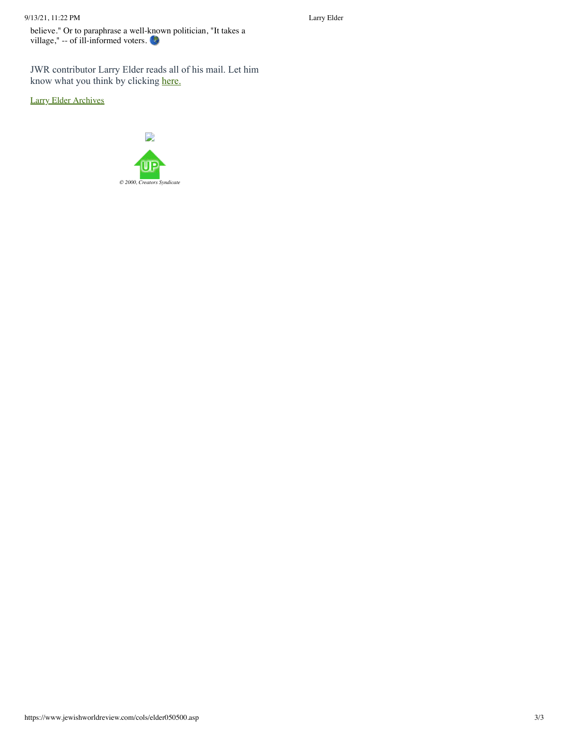believe." Or to paraphrase a well-known politician, "It takes a village," -- of ill-informed voters.

JWR contributor Larry Elder reads all of his mail. Let him know what you think by clicking here.

Larry Elder Archives

*© 2000, Creators Syndicate*